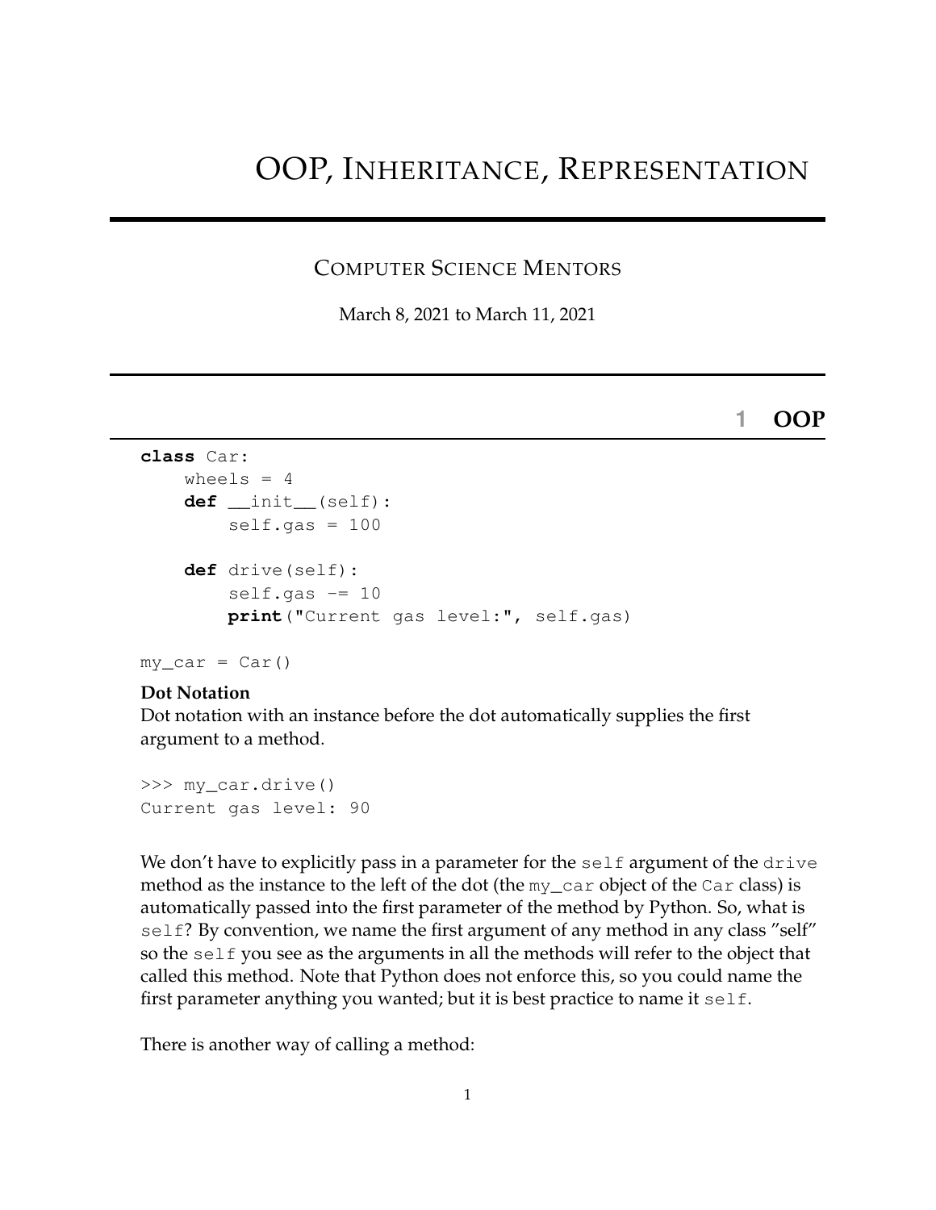# OOP, Inheritance, Representation

## Computer Science Mentors

March 8, 2021 to March 11, 2021

## 1 OOP

```python
class Car:
    wheels = 4
    def __init__(self):
        self.gas = 100

    def drive(self):
        self.gas -= 10
        print("Current gas level:", self.gas)

my_car = Car()
```

**Dot Notation**
Dot notation with an instance before the dot automatically supplies the first argument to a method.

```
>>> my_car.drive()
Current gas level: 90
```

We don't have to explicitly pass in a parameter for the `self` argument of the `drive` method as the instance to the left of the dot (the `my_car` object of the `Car` class) is automatically passed into the first parameter of the method by Python. So, what is `self`? By convention, we name the first argument of any method in any class "self" so the `self` you see as the arguments in all the methods will refer to the object that called this method. Note that Python does not enforce this, so you could name the first parameter anything you wanted; but it is best practice to name it `self`.

There is another way of calling a method: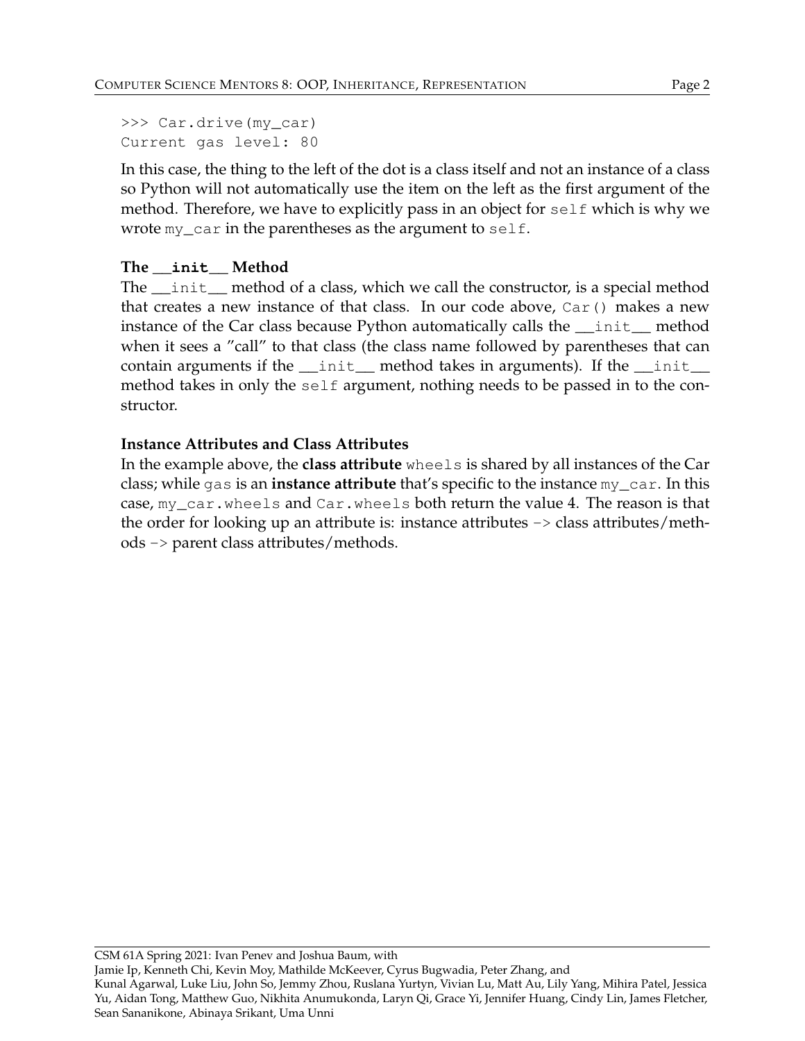```
>>> Car.drive(my_car)
Current gas level: 80
```

In this case, the thing to the left of the dot is a class itself and not an instance of a class so Python will not automatically use the item on the left as the first argument of the method. Therefore, we have to explicitly pass in an object for `self` which is why we wrote `my_car` in the parentheses as the argument to `self`.

**The `__init__` Method**

The `__init__` method of a class, which we call the constructor, is a special method that creates a new instance of that class. In our code above, `Car()` makes a new instance of the Car class because Python automatically calls the `__init__` method when it sees a "call" to that class (the class name followed by parentheses that can contain arguments if the `__init__` method takes in arguments). If the `__init__` method takes in only the `self` argument, nothing needs to be passed in to the constructor.

**Instance Attributes and Class Attributes**

In the example above, the **class attribute** `wheels` is shared by all instances of the Car class; while `gas` is an **instance attribute** that's specific to the instance `my_car`. In this case, `my_car.wheels` and `Car.wheels` both return the value 4. The reason is that the order for looking up an attribute is: instance attributes `->` class attributes/methods `->` parent class attributes/methods.

CSM 61A Spring 2021: Ivan Penev and Joshua Baum, with
Jamie Ip, Kenneth Chi, Kevin Moy, Mathilde McKeever, Cyrus Bugwadia, Peter Zhang, and
Kunal Agarwal, Luke Liu, John So, Jemmy Zhou, Ruslana Yurtyn, Vivian Lu, Matt Au, Lily Yang, Mihira Patel, Jessica Yu, Aidan Tong, Matthew Guo, Nikhita Anumukonda, Laryn Qi, Grace Yi, Jennifer Huang, Cindy Lin, James Fletcher, Sean Sananikone, Abinaya Srikant, Uma Unni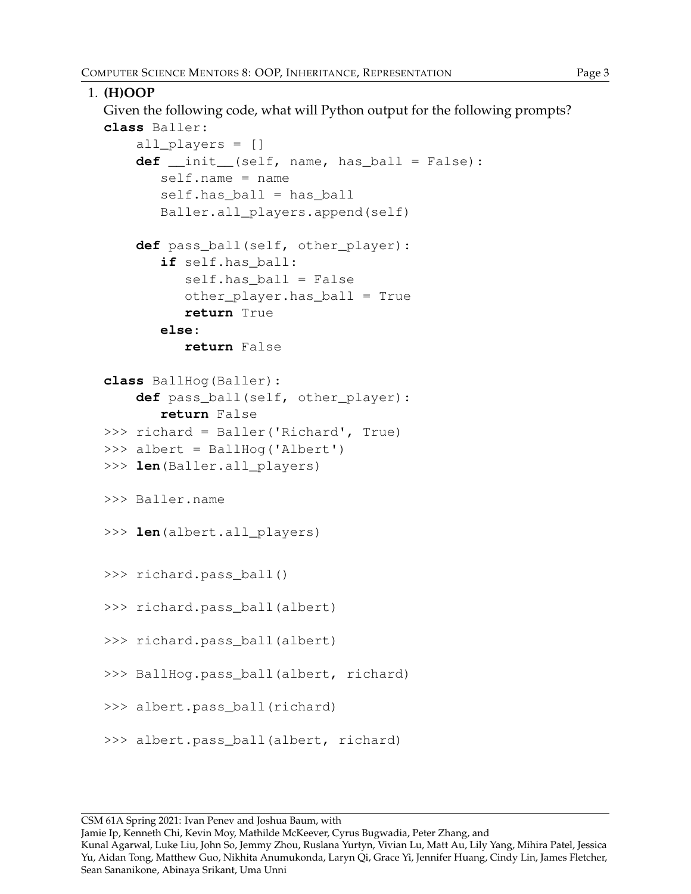1. **(H)OOP**

   Given the following code, what will Python output for the following prompts?

```python
class Baller:
    all_players = []
    def __init__(self, name, has_ball = False):
       self.name = name
       self.has_ball = has_ball
       Baller.all_players.append(self)

    def pass_ball(self, other_player):
       if self.has_ball:
          self.has_ball = False
          other_player.has_ball = True
          return True
       else:
          return False

class BallHog(Baller):
    def pass_ball(self, other_player):
       return False
>>> richard = Baller('Richard', True)
>>> albert = BallHog('Albert')
>>> len(Baller.all_players)

>>> Baller.name

>>> len(albert.all_players)


>>> richard.pass_ball()

>>> richard.pass_ball(albert)

>>> richard.pass_ball(albert)

>>> BallHog.pass_ball(albert, richard)

>>> albert.pass_ball(richard)

>>> albert.pass_ball(albert, richard)
```

CSM 61A Spring 2021: Ivan Penev and Joshua Baum, with
Jamie Ip, Kenneth Chi, Kevin Moy, Mathilde McKeever, Cyrus Bugwadia, Peter Zhang, and
Kunal Agarwal, Luke Liu, John So, Jemmy Zhou, Ruslana Yurtyn, Vivian Lu, Matt Au, Lily Yang, Mihira Patel, Jessica Yu, Aidan Tong, Matthew Guo, Nikhita Anumukonda, Laryn Qi, Grace Yi, Jennifer Huang, Cindy Lin, James Fletcher, Sean Sananikone, Abinaya Srikant, Uma Unni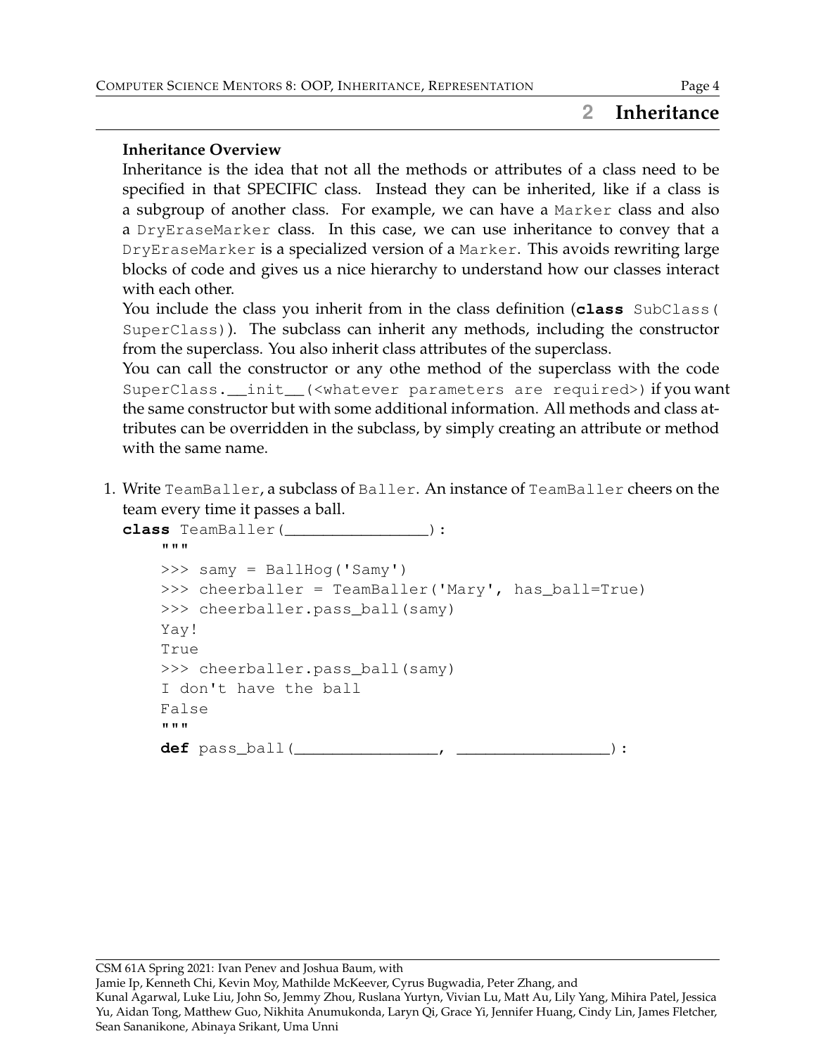## 2 Inheritance

**Inheritance Overview**

Inheritance is the idea that not all the methods or attributes of a class need to be specified in that SPECIFIC class. Instead they can be inherited, like if a class is a subgroup of another class. For example, we can have a `Marker` class and also a `DryEraseMarker` class. In this case, we can use inheritance to convey that a `DryEraseMarker` is a specialized version of a `Marker`. This avoids rewriting large blocks of code and gives us a nice hierarchy to understand how our classes interact with each other.

You include the class you inherit from in the class definition (`class SubClass(SuperClass)`). The subclass can inherit any methods, including the constructor from the superclass. You also inherit class attributes of the superclass.

You can call the constructor or any othe method of the superclass with the code `SuperClass.__init__(<whatever parameters are required>)` if you want the same constructor but with some additional information. All methods and class attributes can be overridden in the subclass, by simply creating an attribute or method with the same name.

1. Write `TeamBaller`, a subclass of `Baller`. An instance of `TeamBaller` cheers on the team every time it passes a ball.

```
class TeamBaller(________________):
    """
    >>> samy = BallHog('Samy')
    >>> cheerballer = TeamBaller('Mary', has_ball=True)
    >>> cheerballer.pass_ball(samy)
    Yay!
    True
    >>> cheerballer.pass_ball(samy)
    I don't have the ball
    False
    """
    def pass_ball(________________, ________________):
```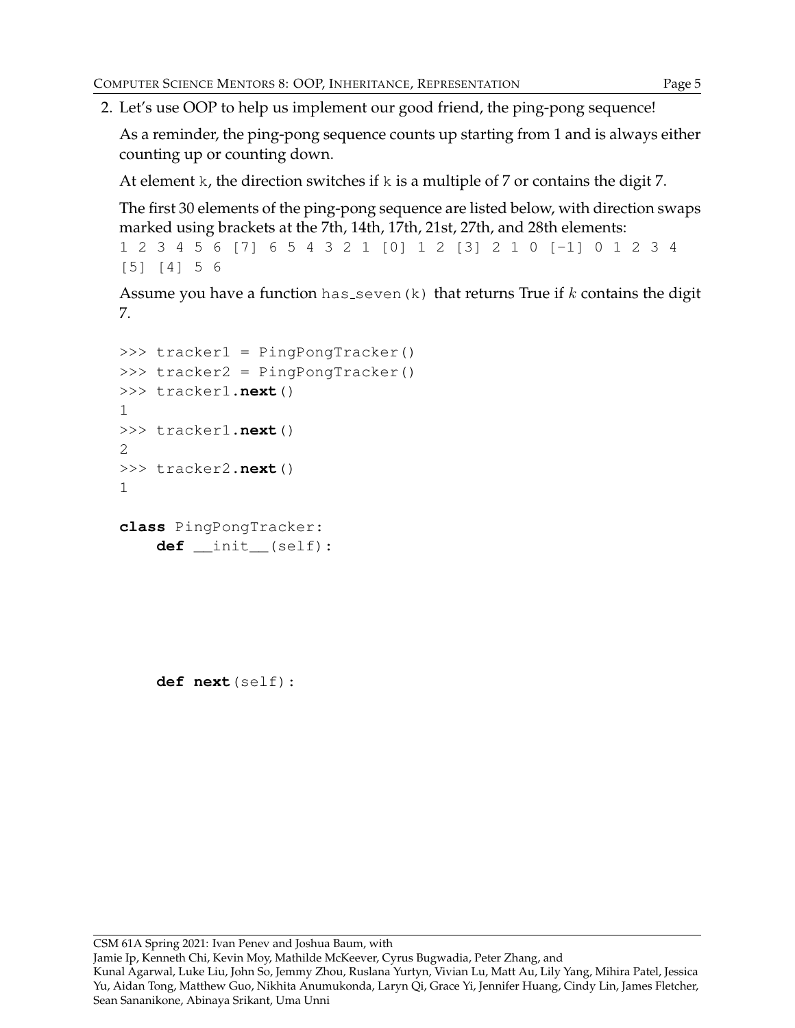2. Let's use OOP to help us implement our good friend, the ping-pong sequence!

   As a reminder, the ping-pong sequence counts up starting from 1 and is always either counting up or counting down.

   At element `k`, the direction switches if `k` is a multiple of 7 or contains the digit 7.

   The first 30 elements of the ping-pong sequence are listed below, with direction swaps marked using brackets at the 7th, 14th, 17th, 21st, 27th, and 28th elements:

   ```
   1 2 3 4 5 6 [7] 6 5 4 3 2 1 [0] 1 2 [3] 2 1 0 [-1] 0 1 2 3 4
   [5] [4] 5 6
   ```

   Assume you have a function `has_seven(k)` that returns True if $k$ contains the digit 7.

   ```
   >>> tracker1 = PingPongTracker()
   >>> tracker2 = PingPongTracker()
   >>> tracker1.next()
   1
   >>> tracker1.next()
   2
   >>> tracker2.next()
   1
   ```

   ```
   class PingPongTracker:
       def __init__(self):





       def next(self):
   ```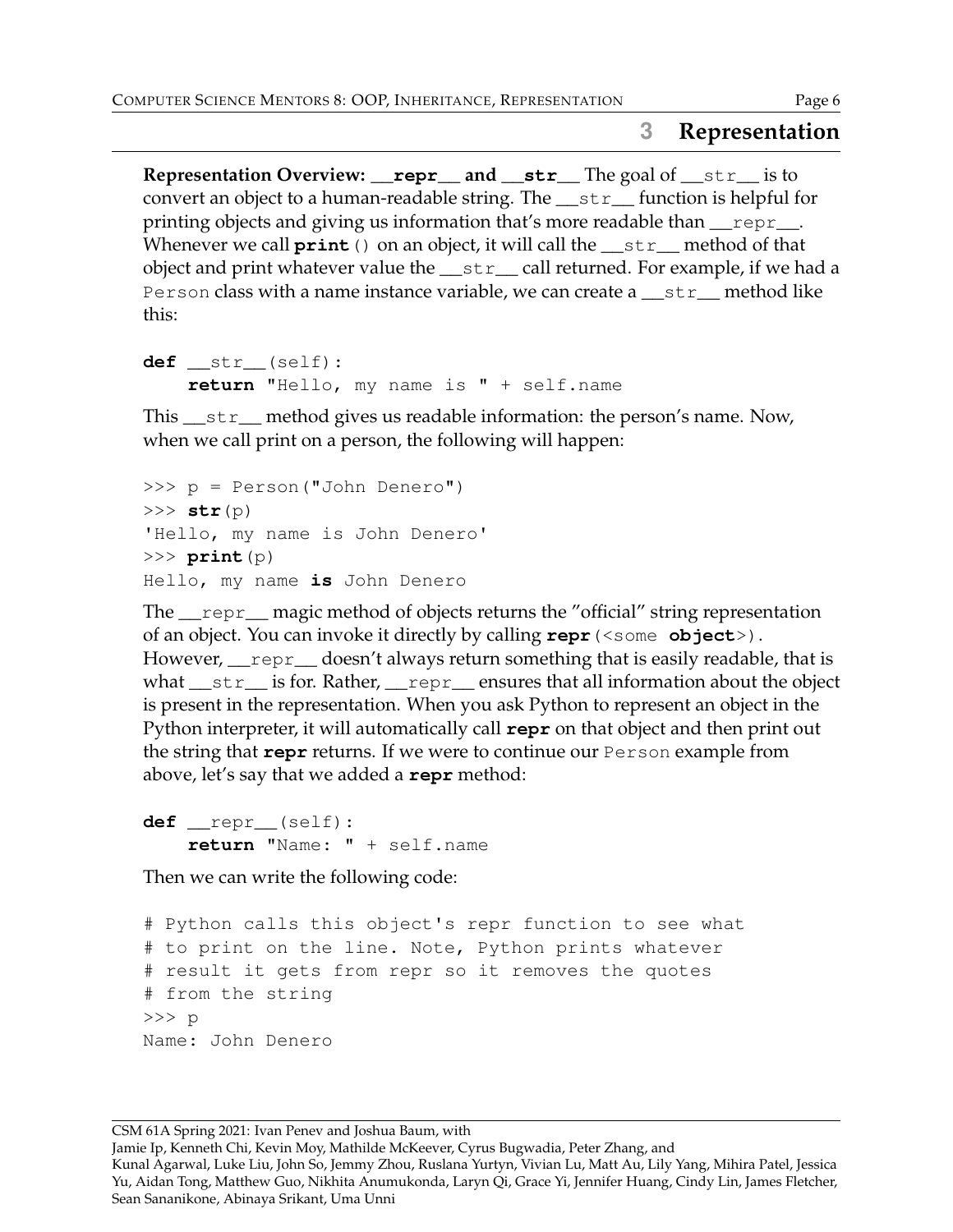## 3 Representation

**Representation Overview: `__repr__` and `__str__`** The goal of `__str__` is to convert an object to a human-readable string. The `__str__` function is helpful for printing objects and giving us information that's more readable than `__repr__`. Whenever we call `print()` on an object, it will call the `__str__` method of that object and print whatever value the `__str__` call returned. For example, if we had a `Person` class with a name instance variable, we can create a `__str__` method like this:

```
def __str__(self):
    return "Hello, my name is " + self.name
```

This `__str__` method gives us readable information: the person's name. Now, when we call print on a person, the following will happen:

```
>>> p = Person("John Denero")
>>> str(p)
'Hello, my name is John Denero'
>>> print(p)
Hello, my name is John Denero
```

The `__repr__` magic method of objects returns the "official" string representation of an object. You can invoke it directly by calling `repr(<some object>)`. However, `__repr__` doesn't always return something that is easily readable, that is what `__str__` is for. Rather, `__repr__` ensures that all information about the object is present in the representation. When you ask Python to represent an object in the Python interpreter, it will automatically call **repr** on that object and then print out the string that **repr** returns. If we were to continue our `Person` example from above, let's say that we added a **repr** method:

```
def __repr__(self):
    return "Name: " + self.name
```

Then we can write the following code:

```
# Python calls this object's repr function to see what
# to print on the line. Note, Python prints whatever
# result it gets from repr so it removes the quotes
# from the string
>>> p
Name: John Denero
```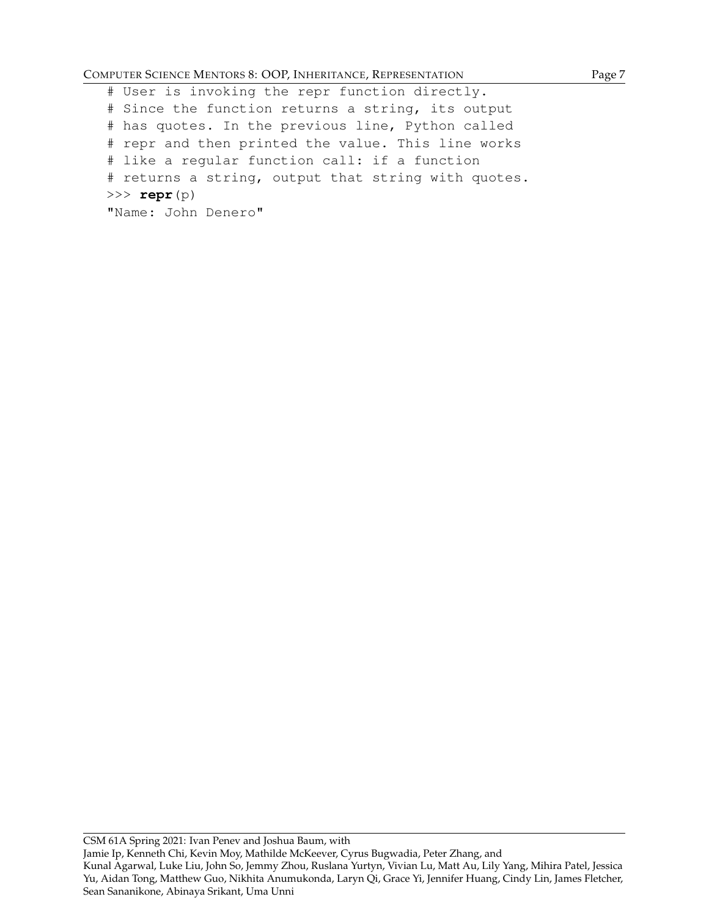```
# User is invoking the repr function directly.
# Since the function returns a string, its output
# has quotes. In the previous line, Python called
# repr and then printed the value. This line works
# like a regular function call: if a function
# returns a string, output that string with quotes.
>>> repr(p)
"Name: John Denero"
```

CSM 61A Spring 2021: Ivan Penev and Joshua Baum, with
Jamie Ip, Kenneth Chi, Kevin Moy, Mathilde McKeever, Cyrus Bugwadia, Peter Zhang, and
Kunal Agarwal, Luke Liu, John So, Jemmy Zhou, Ruslana Yurtyn, Vivian Lu, Matt Au, Lily Yang, Mihira Patel, Jessica Yu, Aidan Tong, Matthew Guo, Nikhita Anumukonda, Laryn Qi, Grace Yi, Jennifer Huang, Cindy Lin, James Fletcher, Sean Sananikone, Abinaya Srikant, Uma Unni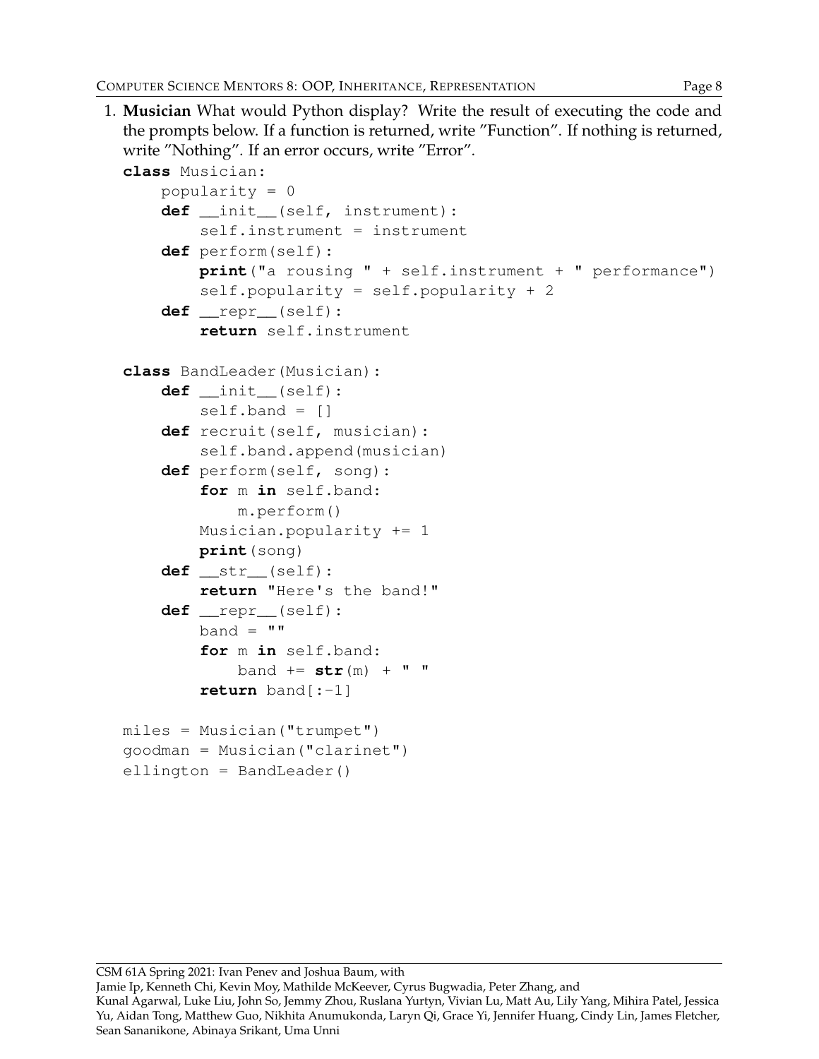1. **Musician** What would Python display? Write the result of executing the code and the prompts below. If a function is returned, write "Function". If nothing is returned, write "Nothing". If an error occurs, write "Error".

```
class Musician:
    popularity = 0
    def __init__(self, instrument):
        self.instrument = instrument
    def perform(self):
        print("a rousing " + self.instrument + " performance")
        self.popularity = self.popularity + 2
    def __repr__(self):
        return self.instrument

class BandLeader(Musician):
    def __init__(self):
        self.band = []
    def recruit(self, musician):
        self.band.append(musician)
    def perform(self, song):
        for m in self.band:
            m.perform()
        Musician.popularity += 1
        print(song)
    def __str__(self):
        return "Here's the band!"
    def __repr__(self):
        band = ""
        for m in self.band:
            band += str(m) + " "
        return band[:-1]

miles = Musician("trumpet")
goodman = Musician("clarinet")
ellington = BandLeader()
```

CSM 61A Spring 2021: Ivan Penev and Joshua Baum, with
Jamie Ip, Kenneth Chi, Kevin Moy, Mathilde McKeever, Cyrus Bugwadia, Peter Zhang, and
Kunal Agarwal, Luke Liu, John So, Jemmy Zhou, Ruslana Yurtyn, Vivian Lu, Matt Au, Lily Yang, Mihira Patel, Jessica Yu, Aidan Tong, Matthew Guo, Nikhita Anumukonda, Laryn Qi, Grace Yi, Jennifer Huang, Cindy Lin, James Fletcher, Sean Sananikone, Abinaya Srikant, Uma Unni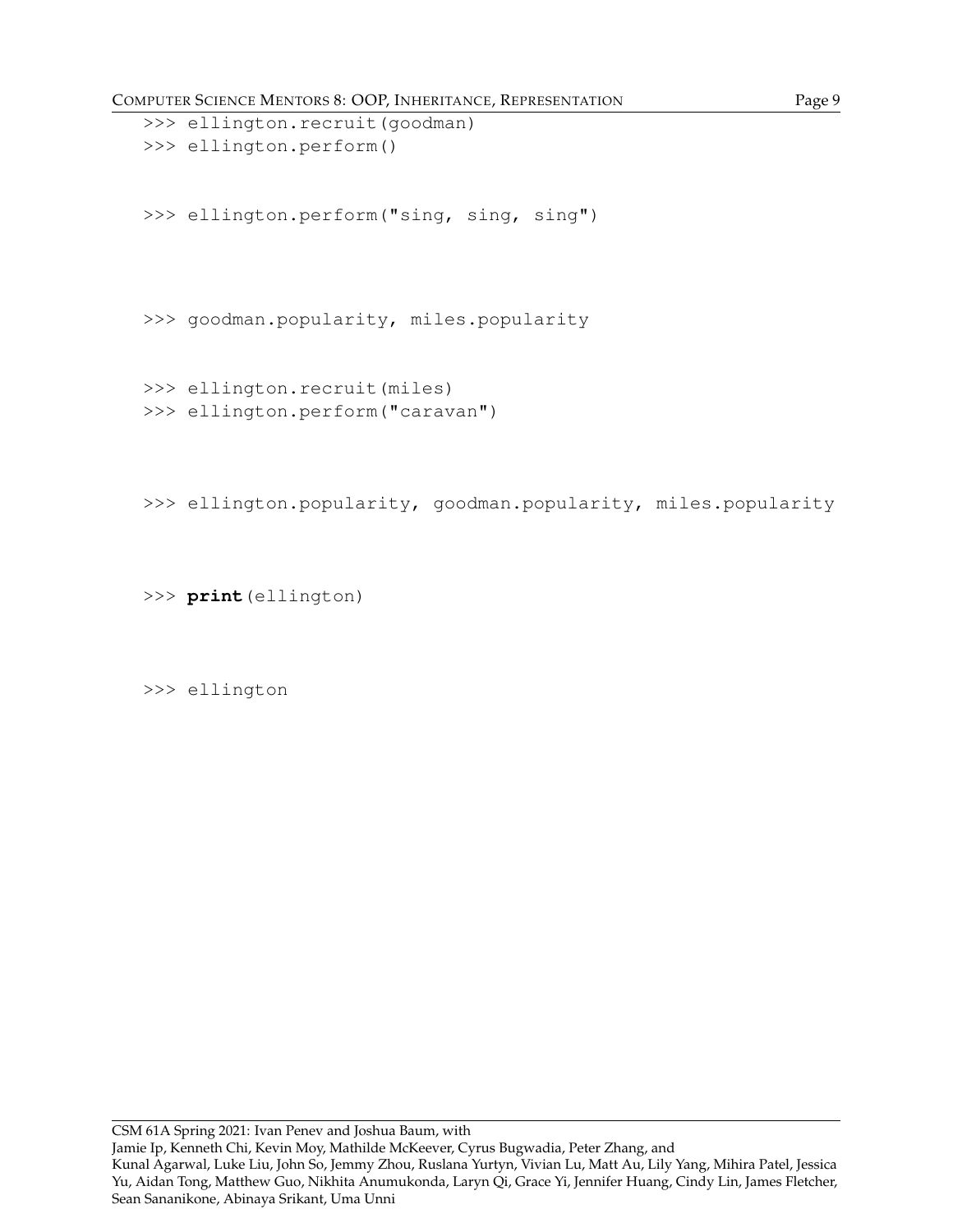```
>>> ellington.recruit(goodman)
>>> ellington.perform()


>>> ellington.perform("sing, sing, sing")



>>> goodman.popularity, miles.popularity


>>> ellington.recruit(miles)
>>> ellington.perform("caravan")



>>> ellington.popularity, goodman.popularity, miles.popularity



>>> print(ellington)



>>> ellington
```

CSM 61A Spring 2021: Ivan Penev and Joshua Baum, with
Jamie Ip, Kenneth Chi, Kevin Moy, Mathilde McKeever, Cyrus Bugwadia, Peter Zhang, and
Kunal Agarwal, Luke Liu, John So, Jemmy Zhou, Ruslana Yurtyn, Vivian Lu, Matt Au, Lily Yang, Mihira Patel, Jessica Yu, Aidan Tong, Matthew Guo, Nikhita Anumukonda, Laryn Qi, Grace Yi, Jennifer Huang, Cindy Lin, James Fletcher, Sean Sananikone, Abinaya Srikant, Uma Unni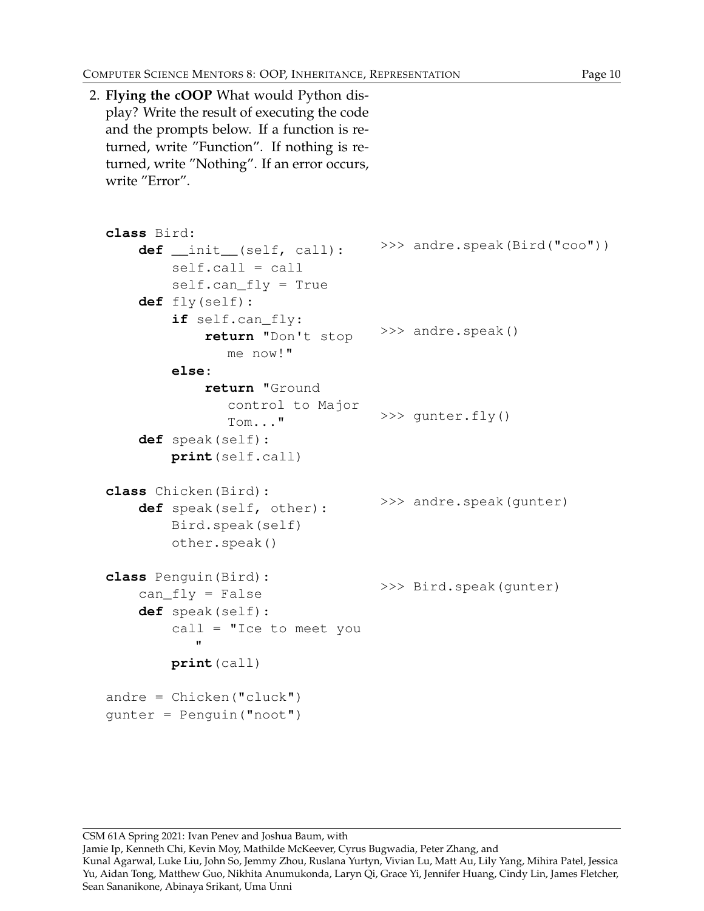2. **Flying the cOOP** What would Python display? Write the result of executing the code and the prompts below. If a function is returned, write "Function". If nothing is returned, write "Nothing". If an error occurs, write "Error".

```
class Bird:
    def __init__(self, call):
        self.call = call
        self.can_fly = True
    def fly(self):
        if self.can_fly:
            return "Don't stop
               me now!"
        else:
            return "Ground
               control to Major
               Tom..."
    def speak(self):
        print(self.call)

class Chicken(Bird):
    def speak(self, other):
        Bird.speak(self)
        other.speak()

class Penguin(Bird):
    can_fly = False
    def speak(self):
        call = "Ice to meet you
           "
        print(call)

andre = Chicken("cluck")
gunter = Penguin("noot")
```

```
>>> andre.speak(Bird("coo"))
```

```
>>> andre.speak()
```

```
>>> gunter.fly()
```

```
>>> andre.speak(gunter)
```

```
>>> Bird.speak(gunter)
```